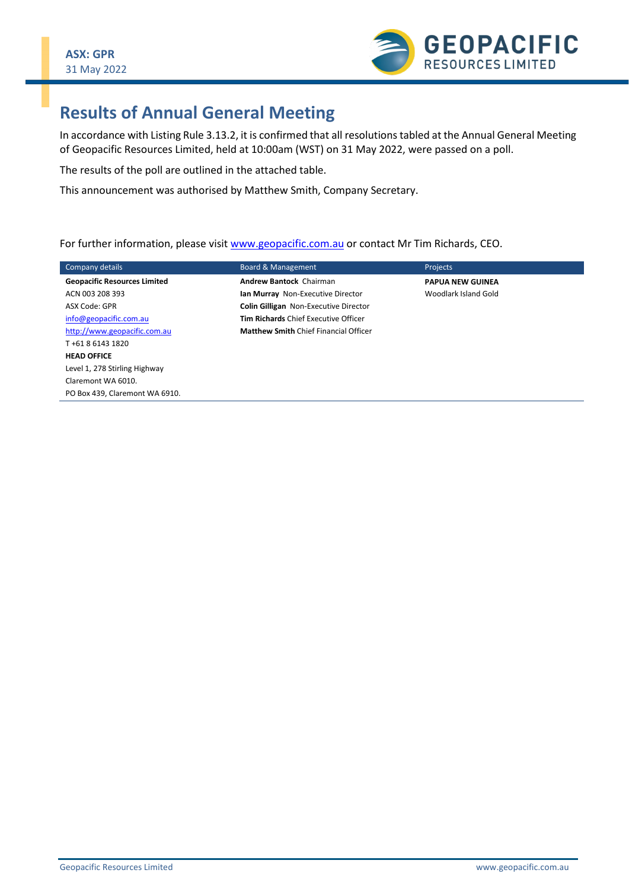ASX: GPR
31 May 2022

# Results of Annual General Meeting

In accordance with Listing Rule 3.13.2, it is confirmed that all resolutions tabled at the Annual General Meeting of Geopacific Resources Limited, held at 10:00am (WST) on 31 May 2022, were passed on a poll.

The results of the poll are outlined in the attached table.

This announcement was authorised by Matthew Smith, Company Secretary.

For further information, please visit www.geopacific.com.au or contact Mr Tim Richards, CEO.

| Company details | Board & Management | Projects |
|---|---|---|
| **Geopacific Resources Limited** | **Andrew Bantock** Chairman | **PAPUA NEW GUINEA** |
| ACN 003 208 393 | **Ian Murray** Non-Executive Director | Woodlark Island Gold |
| ASX Code: GPR | **Colin Gilligan** Non-Executive Director | |
| info@geopacific.com.au | **Tim Richards** Chief Executive Officer | |
| http://www.geopacific.com.au | **Matthew Smith** Chief Financial Officer | |
| T +61 8 6143 1820 | | |
| **HEAD OFFICE** | | |
| Level 1, 278 Stirling Highway | | |
| Claremont WA 6010. | | |
| PO Box 439, Claremont WA 6910. | | |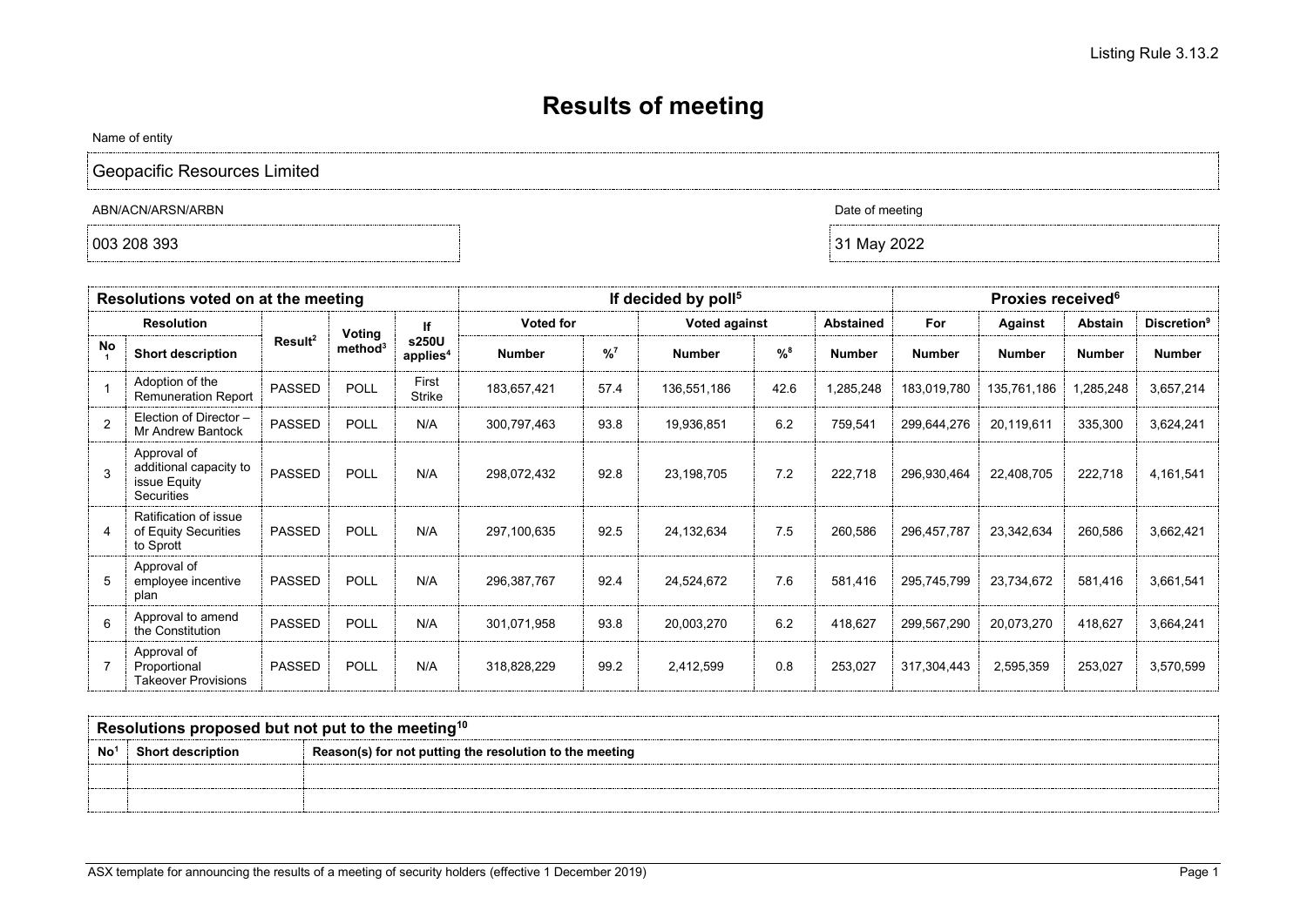Listing Rule 3.13.2

# Results of meeting

Name of entity

Geopacific Resources Limited

ABN/ACN/ARSN/ARBN

003 208 393

Date of meeting

31 May 2022

| Resolutions voted on at the meeting | | | | | If decided by poll[5] | | | | | Proxies received[6] | | | |
|---|---|---|---|---|---|---|---|---|---|---|---|---|---|
| Resolution | | Result[2] | Voting method[3] | If s250U applies[4] | Voted for | | Voted against | | Abstained | For | Against | Abstain | Discretion[9] |
| No[1] | Short description | | | | Number | %[7] | Number | %[8] | Number | Number | Number | Number | Number |
| 1 | Adoption of the Remuneration Report | PASSED | POLL | First Strike | 183,657,421 | 57.4 | 136,551,186 | 42.6 | 1,285,248 | 183,019,780 | 135,761,186 | 1,285,248 | 3,657,214 |
| 2 | Election of Director – Mr Andrew Bantock | PASSED | POLL | N/A | 300,797,463 | 93.8 | 19,936,851 | 6.2 | 759,541 | 299,644,276 | 20,119,611 | 335,300 | 3,624,241 |
| 3 | Approval of additional capacity to issue Equity Securities | PASSED | POLL | N/A | 298,072,432 | 92.8 | 23,198,705 | 7.2 | 222,718 | 296,930,464 | 22,408,705 | 222,718 | 4,161,541 |
| 4 | Ratification of issue of Equity Securities to Sprott | PASSED | POLL | N/A | 297,100,635 | 92.5 | 24,132,634 | 7.5 | 260,586 | 296,457,787 | 23,342,634 | 260,586 | 3,662,421 |
| 5 | Approval of employee incentive plan | PASSED | POLL | N/A | 296,387,767 | 92.4 | 24,524,672 | 7.6 | 581,416 | 295,745,799 | 23,734,672 | 581,416 | 3,661,541 |
| 6 | Approval to amend the Constitution | PASSED | POLL | N/A | 301,071,958 | 93.8 | 20,003,270 | 6.2 | 418,627 | 299,567,290 | 20,073,270 | 418,627 | 3,664,241 |
| 7 | Approval of Proportional Takeover Provisions | PASSED | POLL | N/A | 318,828,229 | 99.2 | 2,412,599 | 0.8 | 253,027 | 317,304,443 | 2,595,359 | 253,027 | 3,570,599 |

| Resolutions proposed but not put to the meeting[10] | | |
|---|---|---|
| No[1] | Short description | Reason(s) for not putting the resolution to the meeting |
| | | |
| | | |

ASX template for announcing the results of a meeting of security holders (effective 1 December 2019)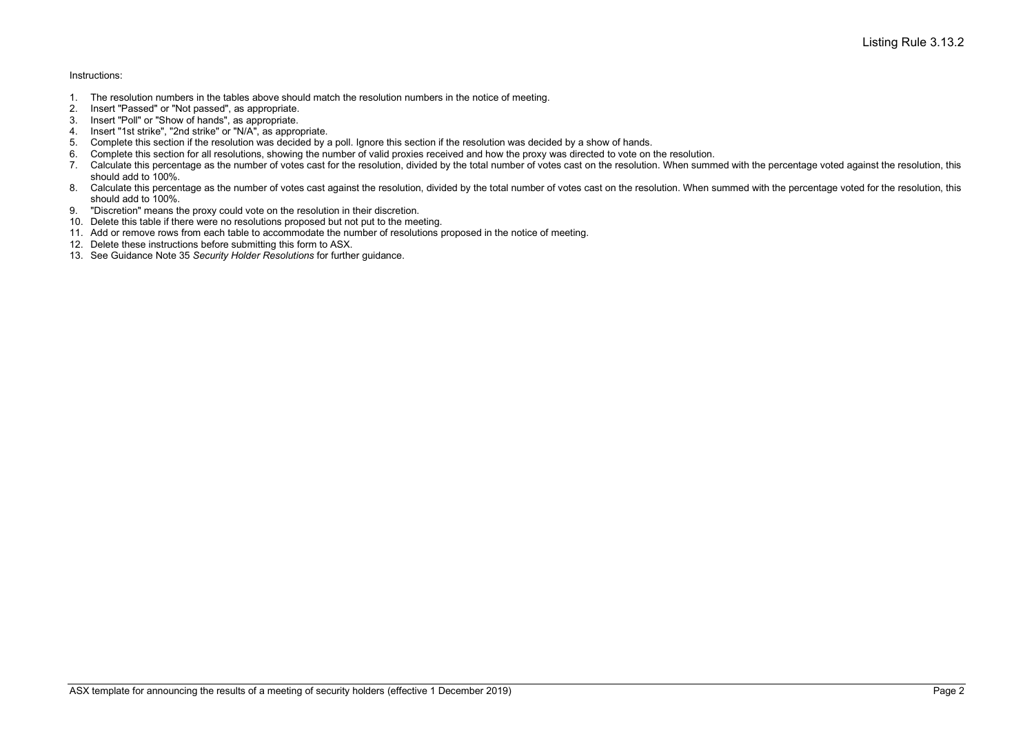Instructions:

1. The resolution numbers in the tables above should match the resolution numbers in the notice of meeting.
2. Insert "Passed" or "Not passed", as appropriate.
3. Insert "Poll" or "Show of hands", as appropriate.
4. Insert "1st strike", "2nd strike" or "N/A", as appropriate.
5. Complete this section if the resolution was decided by a poll. Ignore this section if the resolution was decided by a show of hands.
6. Complete this section for all resolutions, showing the number of valid proxies received and how the proxy was directed to vote on the resolution.
7. Calculate this percentage as the number of votes cast for the resolution, divided by the total number of votes cast on the resolution. When summed with the percentage voted against the resolution, this should add to 100%.
8. Calculate this percentage as the number of votes cast against the resolution, divided by the total number of votes cast on the resolution. When summed with the percentage voted for the resolution, this should add to 100%.
9. "Discretion" means the proxy could vote on the resolution in their discretion.
10. Delete this table if there were no resolutions proposed but not put to the meeting.
11. Add or remove rows from each table to accommodate the number of resolutions proposed in the notice of meeting.
12. Delete these instructions before submitting this form to ASX.
13. See Guidance Note 35 *Security Holder Resolutions* for further guidance.